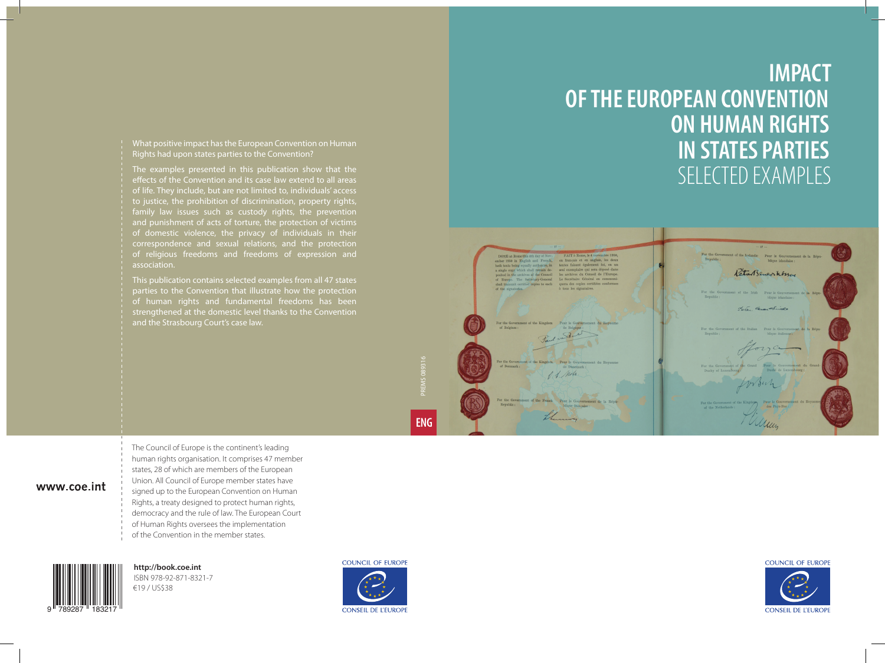# IMPACT OF THE EUROPEAN CONVENTION ON HUMAN RIGHTS IN STATES PARTIES

## SELECTED EXAMPLES

What positive impact has the European Convention on Human Rights had upon states parties to the Convention?

The examples presented in this publication show that the effects of the Convention and its case law extend to all areas of life. They include, but are not limited to, individuals' access to justice, the prohibition of discrimination, property rights, family law issues such as custody rights, the prevention and punishment of acts of torture, the protection of victims of domestic violence, the privacy of individuals in their correspondence and sexual relations, and the protection of religious freedoms and freedoms of expression and association.

This publication contains selected examples from all 47 states parties to the Convention that illustrate how the protection of human rights and fundamental freedoms has been strengthened at the domestic level thanks to the Convention and the Strasbourg Court's case law.

PREMS 089316

ENG

www.coe.int

The Council of Europe is the continent's leading human rights organisation. It comprises 47 member states, 28 of which are members of the European Union. All Council of Europe member states have signed up to the European Convention on Human Rights, a treaty designed to protect human rights, democracy and the rule of law. The European Court of Human Rights oversees the implementation of the Convention in the member states.

**http://book.coe.int**
ISBN 978-92-871-8321-7
€19 / US$38

COUNCIL OF EUROPE
CONSEIL DE L'EUROPE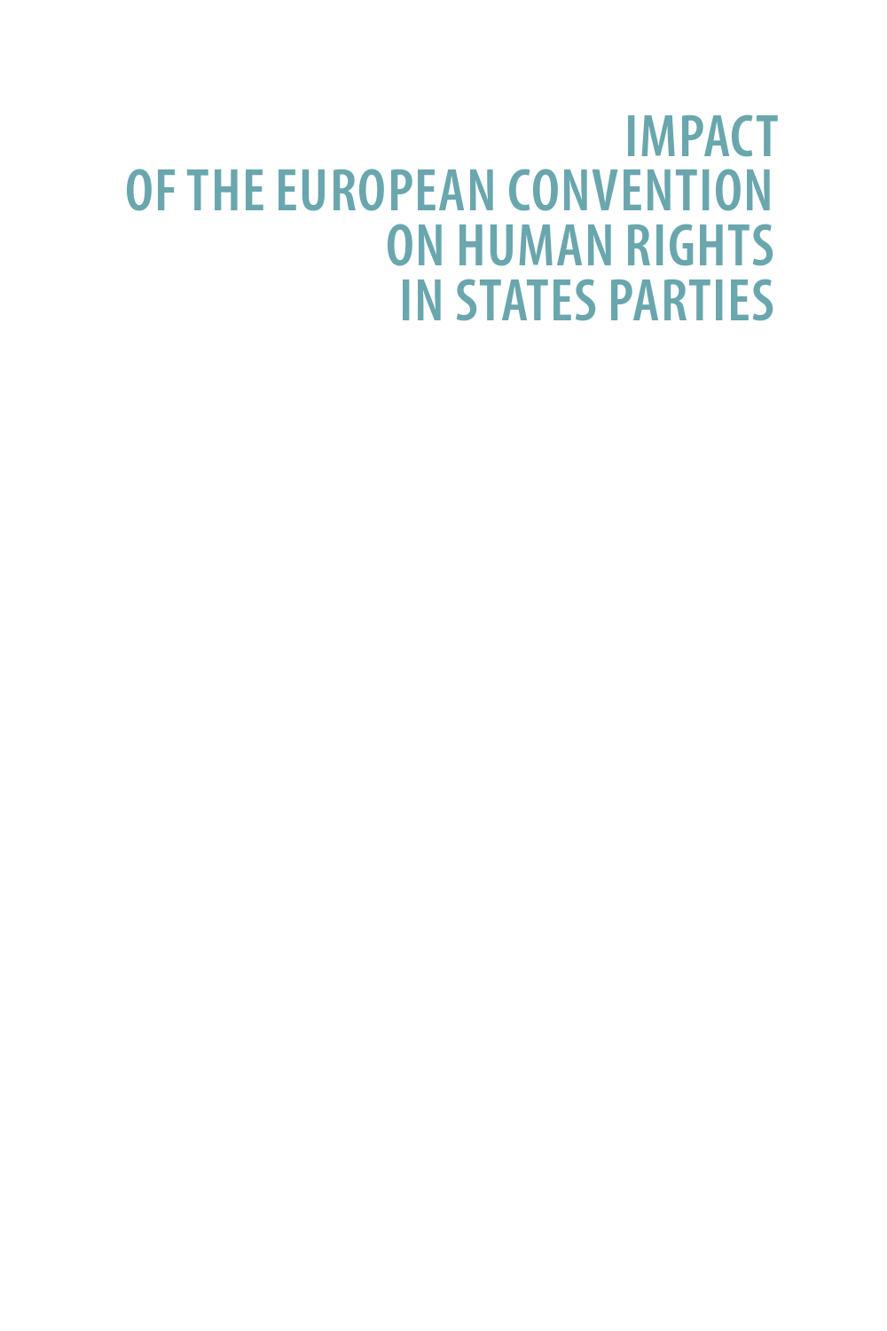# IMPACT OF THE EUROPEAN CONVENTION ON HUMAN RIGHTS IN STATES PARTIES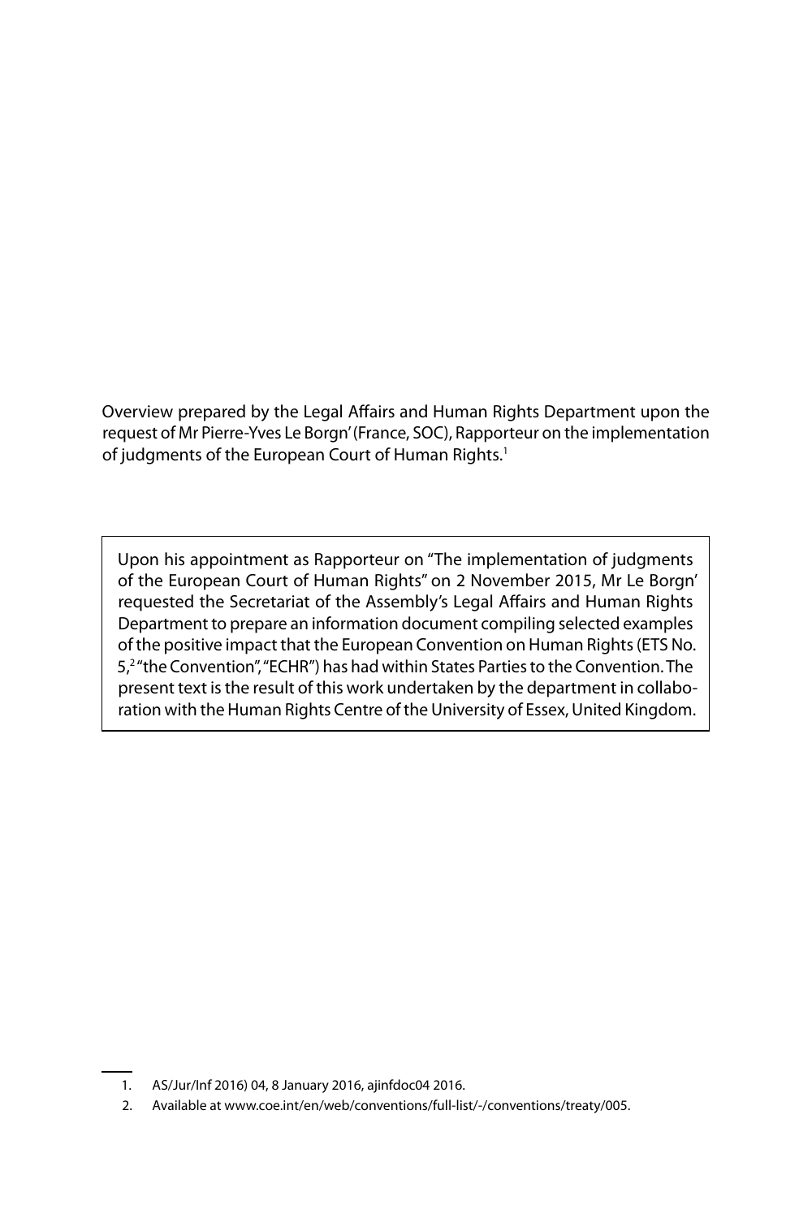Overview prepared by the Legal Affairs and Human Rights Department upon the request of Mr Pierre-Yves Le Borgn' (France, SOC), Rapporteur on the implementation of judgments of the European Court of Human Rights.[1]

> Upon his appointment as Rapporteur on "The implementation of judgments of the European Court of Human Rights" on 2 November 2015, Mr Le Borgn' requested the Secretariat of the Assembly's Legal Affairs and Human Rights Department to prepare an information document compiling selected examples of the positive impact that the European Convention on Human Rights (ETS No. 5,[2] "the Convention", "ECHR") has had within States Parties to the Convention. The present text is the result of this work undertaken by the department in collaboration with the Human Rights Centre of the University of Essex, United Kingdom.

1. AS/Jur/Inf 2016) 04, 8 January 2016, ajinfdoc04 2016.
2. Available at www.coe.int/en/web/conventions/full-list/-/conventions/treaty/005.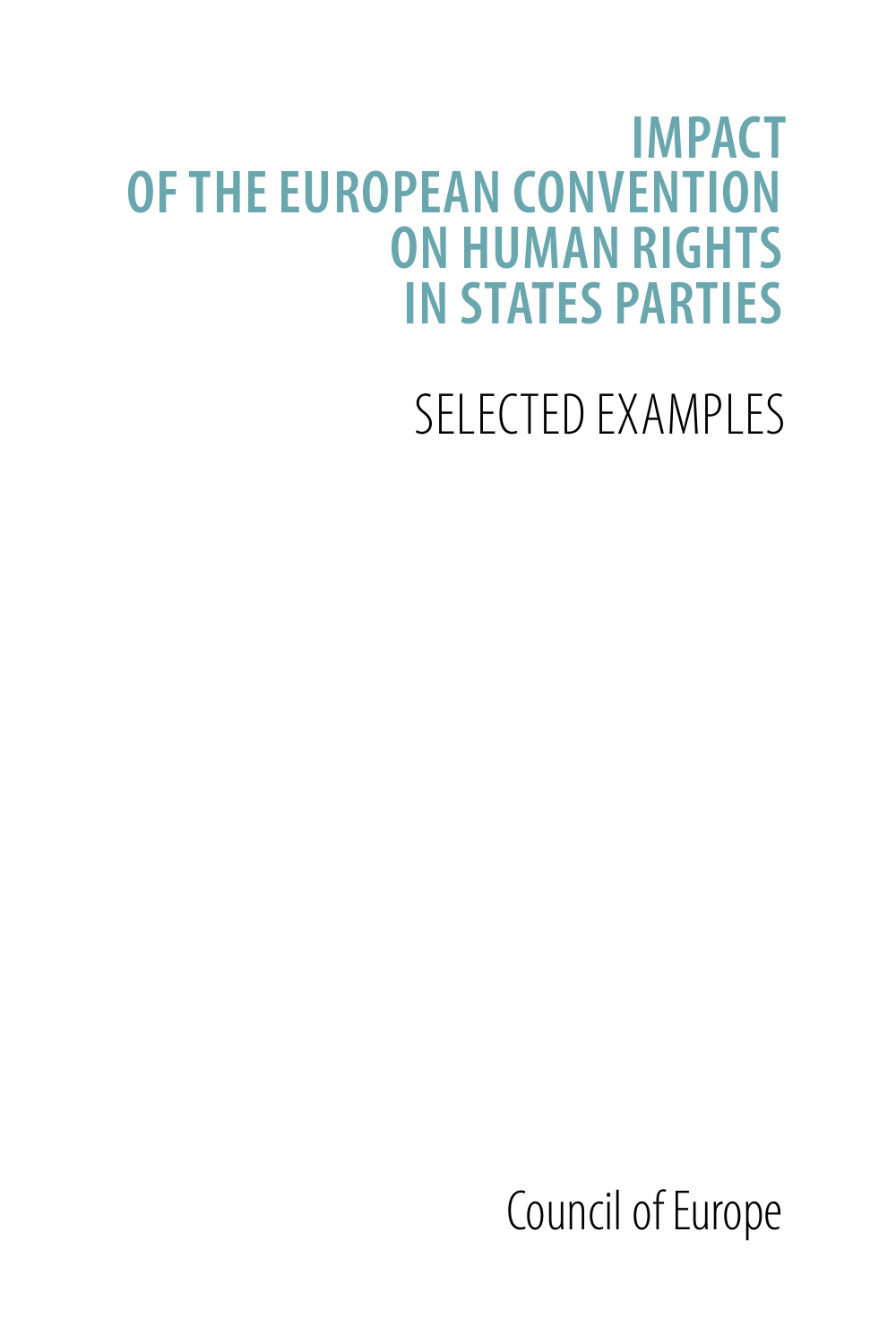# IMPACT OF THE EUROPEAN CONVENTION ON HUMAN RIGHTS IN STATES PARTIES

## SELECTED EXAMPLES

Council of Europe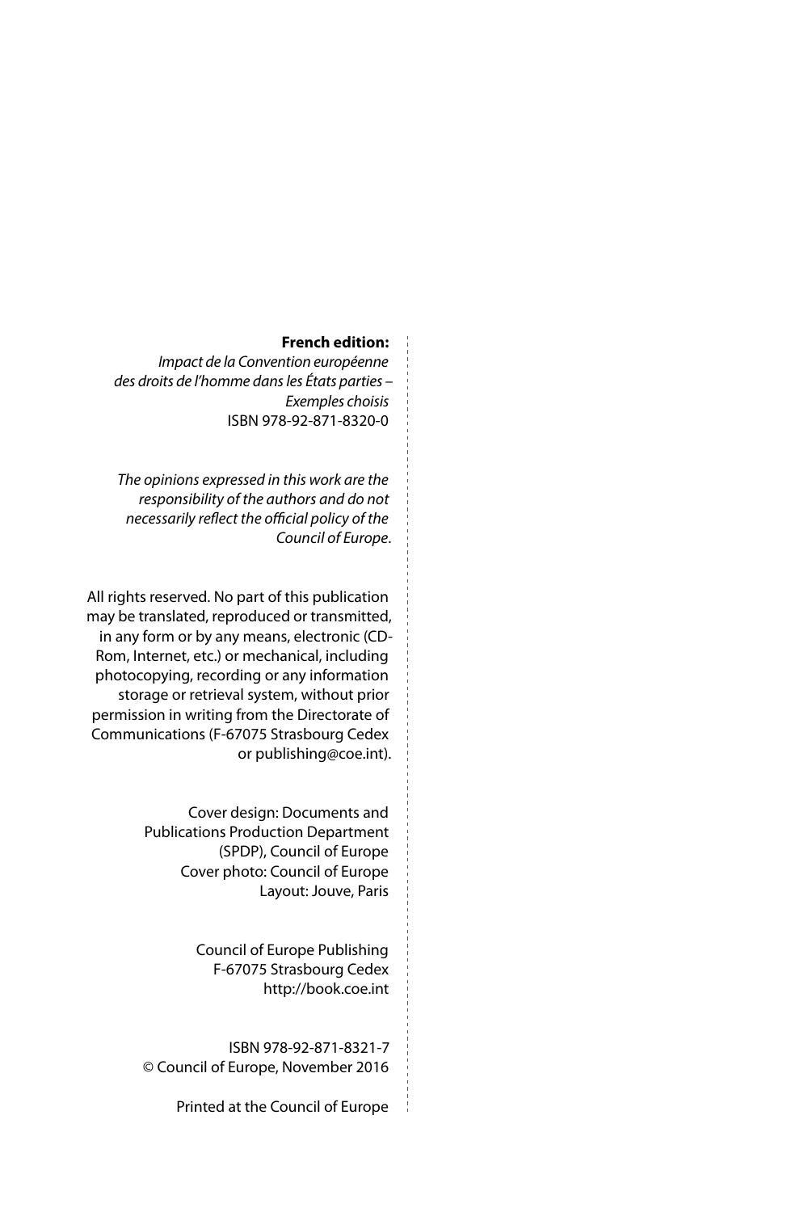**French edition:**
*Impact de la Convention européenne des droits de l'homme dans les États parties – Exemples choisis*
ISBN 978-92-871-8320-0

*The opinions expressed in this work are the responsibility of the authors and do not necessarily reflect the official policy of the Council of Europe.*

All rights reserved. No part of this publication may be translated, reproduced or transmitted, in any form or by any means, electronic (CD-Rom, Internet, etc.) or mechanical, including photocopying, recording or any information storage or retrieval system, without prior permission in writing from the Directorate of Communications (F-67075 Strasbourg Cedex or publishing@coe.int).

Cover design: Documents and Publications Production Department (SPDP), Council of Europe
Cover photo: Council of Europe
Layout: Jouve, Paris

Council of Europe Publishing
F-67075 Strasbourg Cedex
http://book.coe.int

ISBN 978-92-871-8321-7
© Council of Europe, November 2016

Printed at the Council of Europe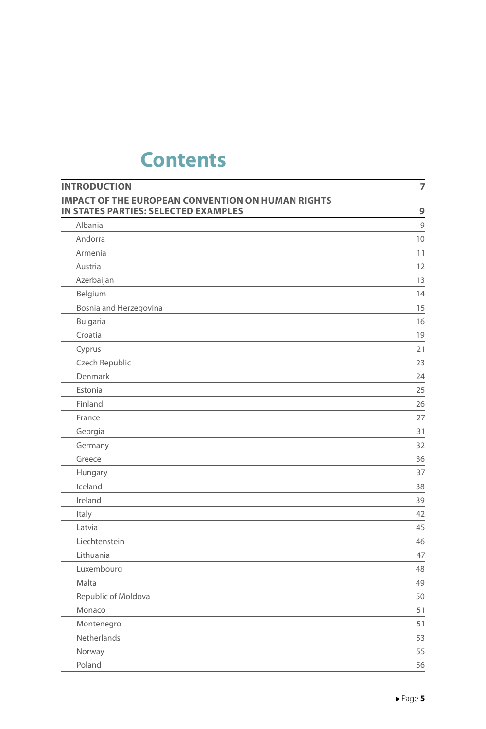# Contents

| | |
|---|---|
| **INTRODUCTION** | **7** |
| **IMPACT OF THE EUROPEAN CONVENTION ON HUMAN RIGHTS IN STATES PARTIES: SELECTED EXAMPLES** | **9** |
| Albania | 9 |
| Andorra | 10 |
| Armenia | 11 |
| Austria | 12 |
| Azerbaijan | 13 |
| Belgium | 14 |
| Bosnia and Herzegovina | 15 |
| Bulgaria | 16 |
| Croatia | 19 |
| Cyprus | 21 |
| Czech Republic | 23 |
| Denmark | 24 |
| Estonia | 25 |
| Finland | 26 |
| France | 27 |
| Georgia | 31 |
| Germany | 32 |
| Greece | 36 |
| Hungary | 37 |
| Iceland | 38 |
| Ireland | 39 |
| Italy | 42 |
| Latvia | 45 |
| Liechtenstein | 46 |
| Lithuania | 47 |
| Luxembourg | 48 |
| Malta | 49 |
| Republic of Moldova | 50 |
| Monaco | 51 |
| Montenegro | 51 |
| Netherlands | 53 |
| Norway | 55 |
| Poland | 56 |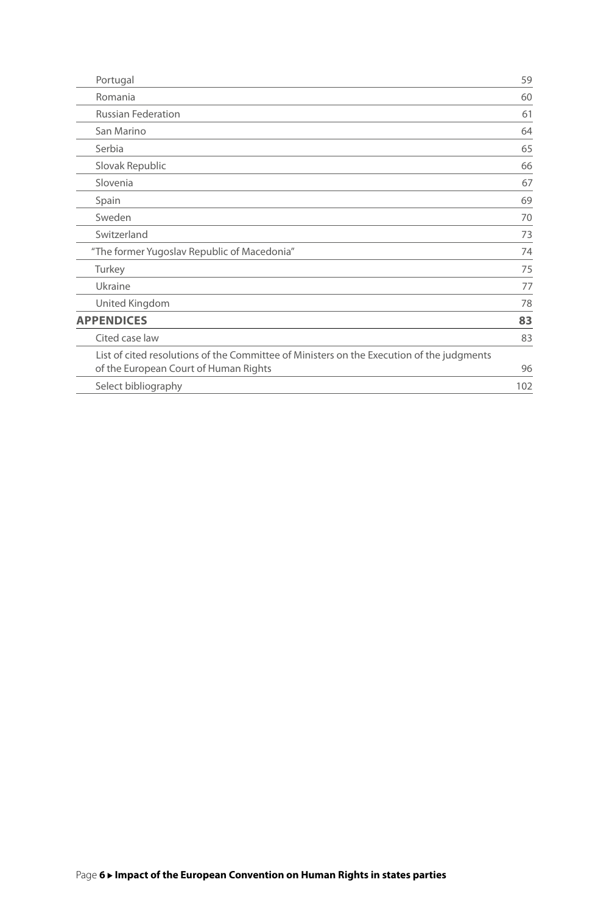| | |
|---|---|
| Portugal | 59 |
| Romania | 60 |
| Russian Federation | 61 |
| San Marino | 64 |
| Serbia | 65 |
| Slovak Republic | 66 |
| Slovenia | 67 |
| Spain | 69 |
| Sweden | 70 |
| Switzerland | 73 |
| "The former Yugoslav Republic of Macedonia" | 74 |
| Turkey | 75 |
| Ukraine | 77 |
| United Kingdom | 78 |
| **APPENDICES** | **83** |
| Cited case law | 83 |
| List of cited resolutions of the Committee of Ministers on the Execution of the judgments of the European Court of Human Rights | 96 |
| Select bibliography | 102 |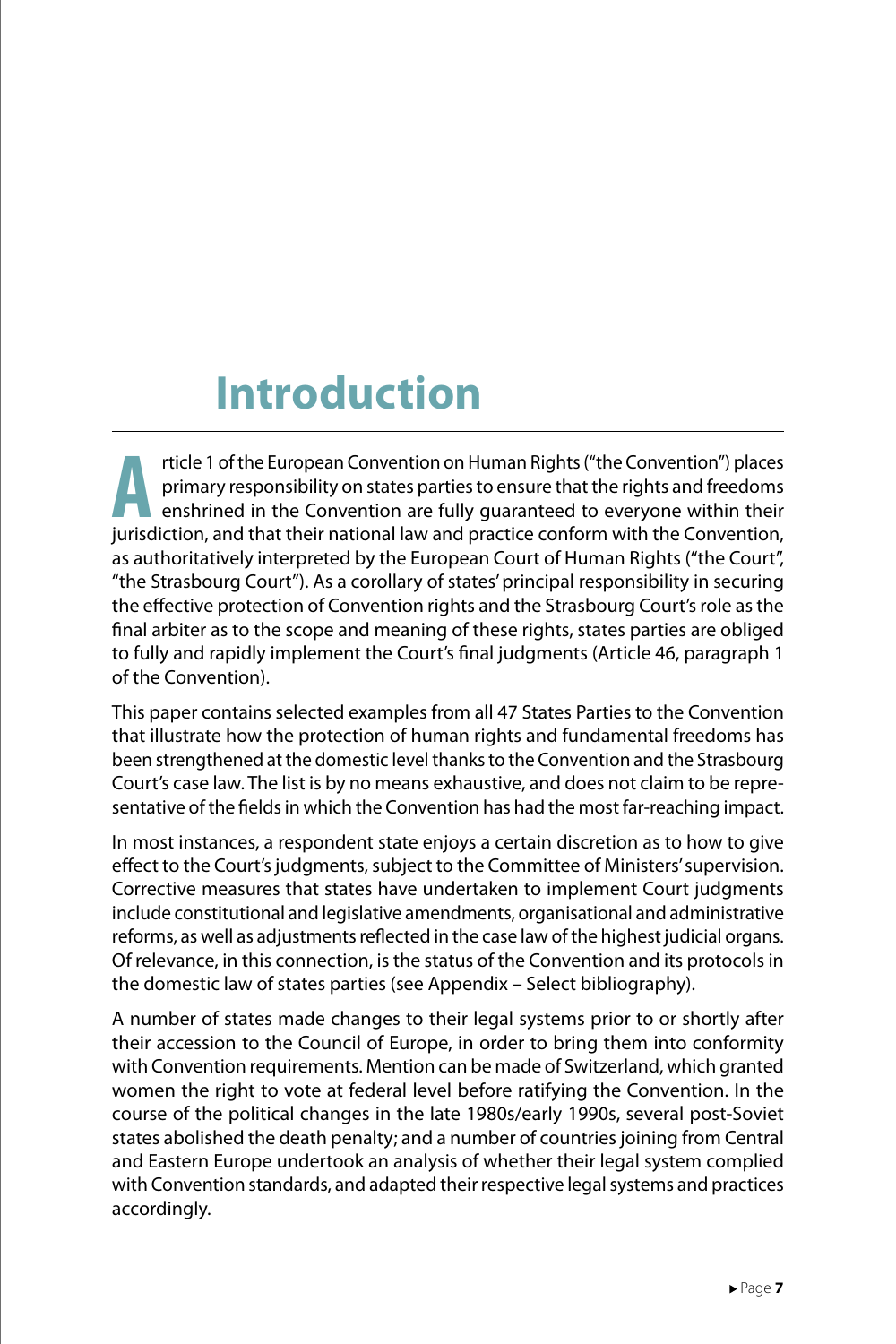# Introduction

Article 1 of the European Convention on Human Rights ("the Convention") places primary responsibility on states parties to ensure that the rights and freedoms enshrined in the Convention are fully guaranteed to everyone within their jurisdiction, and that their national law and practice conform with the Convention, as authoritatively interpreted by the European Court of Human Rights ("the Court", "the Strasbourg Court"). As a corollary of states' principal responsibility in securing the effective protection of Convention rights and the Strasbourg Court's role as the final arbiter as to the scope and meaning of these rights, states parties are obliged to fully and rapidly implement the Court's final judgments (Article 46, paragraph 1 of the Convention).

This paper contains selected examples from all 47 States Parties to the Convention that illustrate how the protection of human rights and fundamental freedoms has been strengthened at the domestic level thanks to the Convention and the Strasbourg Court's case law. The list is by no means exhaustive, and does not claim to be representative of the fields in which the Convention has had the most far-reaching impact.

In most instances, a respondent state enjoys a certain discretion as to how to give effect to the Court's judgments, subject to the Committee of Ministers' supervision. Corrective measures that states have undertaken to implement Court judgments include constitutional and legislative amendments, organisational and administrative reforms, as well as adjustments reflected in the case law of the highest judicial organs. Of relevance, in this connection, is the status of the Convention and its protocols in the domestic law of states parties (see Appendix – Select bibliography).

A number of states made changes to their legal systems prior to or shortly after their accession to the Council of Europe, in order to bring them into conformity with Convention requirements. Mention can be made of Switzerland, which granted women the right to vote at federal level before ratifying the Convention. In the course of the political changes in the late 1980s/early 1990s, several post-Soviet states abolished the death penalty; and a number of countries joining from Central and Eastern Europe undertook an analysis of whether their legal system complied with Convention standards, and adapted their respective legal systems and practices accordingly.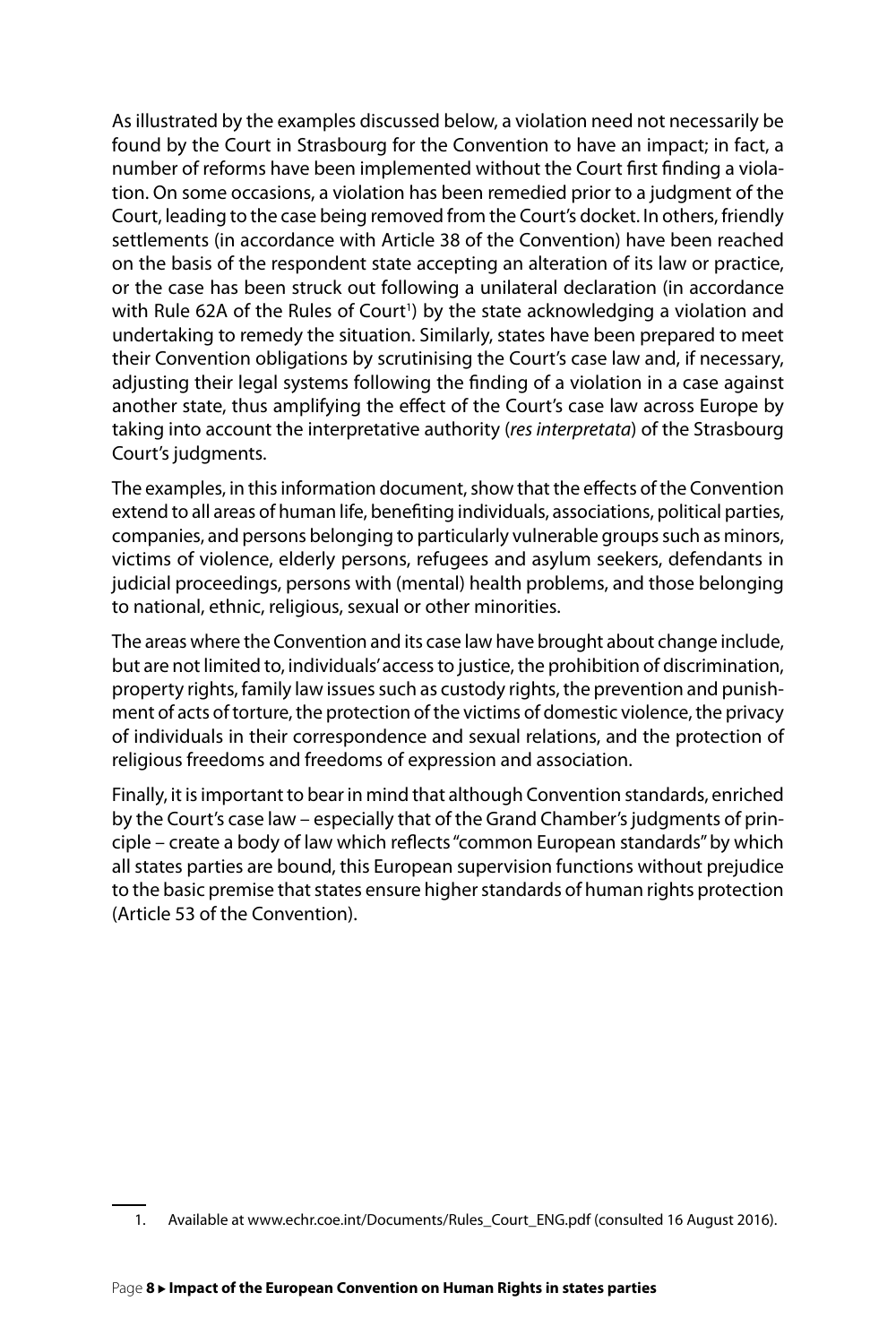As illustrated by the examples discussed below, a violation need not necessarily be found by the Court in Strasbourg for the Convention to have an impact; in fact, a number of reforms have been implemented without the Court first finding a violation. On some occasions, a violation has been remedied prior to a judgment of the Court, leading to the case being removed from the Court's docket. In others, friendly settlements (in accordance with Article 38 of the Convention) have been reached on the basis of the respondent state accepting an alteration of its law or practice, or the case has been struck out following a unilateral declaration (in accordance with Rule 62A of the Rules of Court[1]) by the state acknowledging a violation and undertaking to remedy the situation. Similarly, states have been prepared to meet their Convention obligations by scrutinising the Court's case law and, if necessary, adjusting their legal systems following the finding of a violation in a case against another state, thus amplifying the effect of the Court's case law across Europe by taking into account the interpretative authority (*res interpretata*) of the Strasbourg Court's judgments.

The examples, in this information document, show that the effects of the Convention extend to all areas of human life, benefiting individuals, associations, political parties, companies, and persons belonging to particularly vulnerable groups such as minors, victims of violence, elderly persons, refugees and asylum seekers, defendants in judicial proceedings, persons with (mental) health problems, and those belonging to national, ethnic, religious, sexual or other minorities.

The areas where the Convention and its case law have brought about change include, but are not limited to, individuals' access to justice, the prohibition of discrimination, property rights, family law issues such as custody rights, the prevention and punishment of acts of torture, the protection of the victims of domestic violence, the privacy of individuals in their correspondence and sexual relations, and the protection of religious freedoms and freedoms of expression and association.

Finally, it is important to bear in mind that although Convention standards, enriched by the Court's case law – especially that of the Grand Chamber's judgments of principle – create a body of law which reflects "common European standards" by which all states parties are bound, this European supervision functions without prejudice to the basic premise that states ensure higher standards of human rights protection (Article 53 of the Convention).

1. Available at www.echr.coe.int/Documents/Rules_Court_ENG.pdf (consulted 16 August 2016).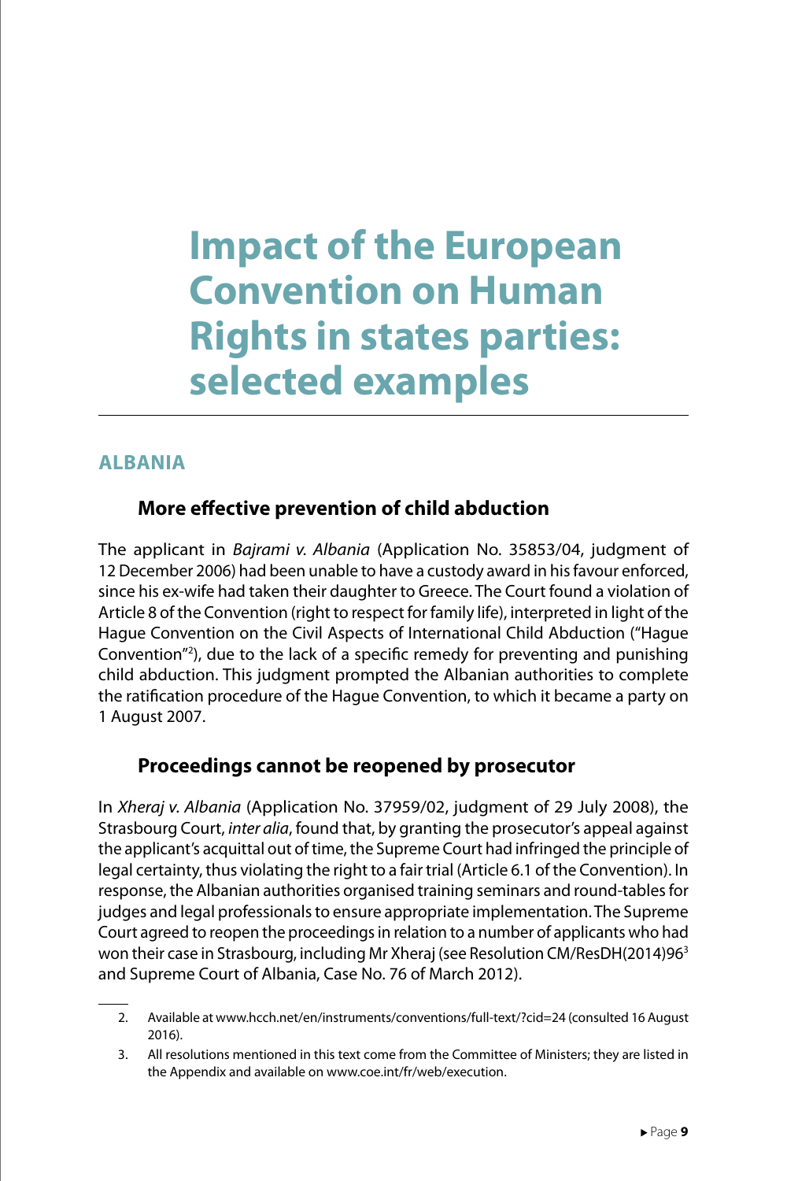# Impact of the European Convention on Human Rights in states parties: selected examples

## ALBANIA

### More effective prevention of child abduction

The applicant in *Bajrami v. Albania* (Application No. 35853/04, judgment of 12 December 2006) had been unable to have a custody award in his favour enforced, since his ex-wife had taken their daughter to Greece. The Court found a violation of Article 8 of the Convention (right to respect for family life), interpreted in light of the Hague Convention on the Civil Aspects of International Child Abduction ("Hague Convention"[2]), due to the lack of a specific remedy for preventing and punishing child abduction. This judgment prompted the Albanian authorities to complete the ratification procedure of the Hague Convention, to which it became a party on 1 August 2007.

### Proceedings cannot be reopened by prosecutor

In *Xheraj v. Albania* (Application No. 37959/02, judgment of 29 July 2008), the Strasbourg Court, *inter alia*, found that, by granting the prosecutor's appeal against the applicant's acquittal out of time, the Supreme Court had infringed the principle of legal certainty, thus violating the right to a fair trial (Article 6.1 of the Convention). In response, the Albanian authorities organised training seminars and round-tables for judges and legal professionals to ensure appropriate implementation. The Supreme Court agreed to reopen the proceedings in relation to a number of applicants who had won their case in Strasbourg, including Mr Xheraj (see Resolution CM/ResDH(2014)96[3] and Supreme Court of Albania, Case No. 76 of March 2012).

---

2. Available at www.hcch.net/en/instruments/conventions/full-text/?cid=24 (consulted 16 August 2016).

3. All resolutions mentioned in this text come from the Committee of Ministers; they are listed in the Appendix and available on www.coe.int/fr/web/execution.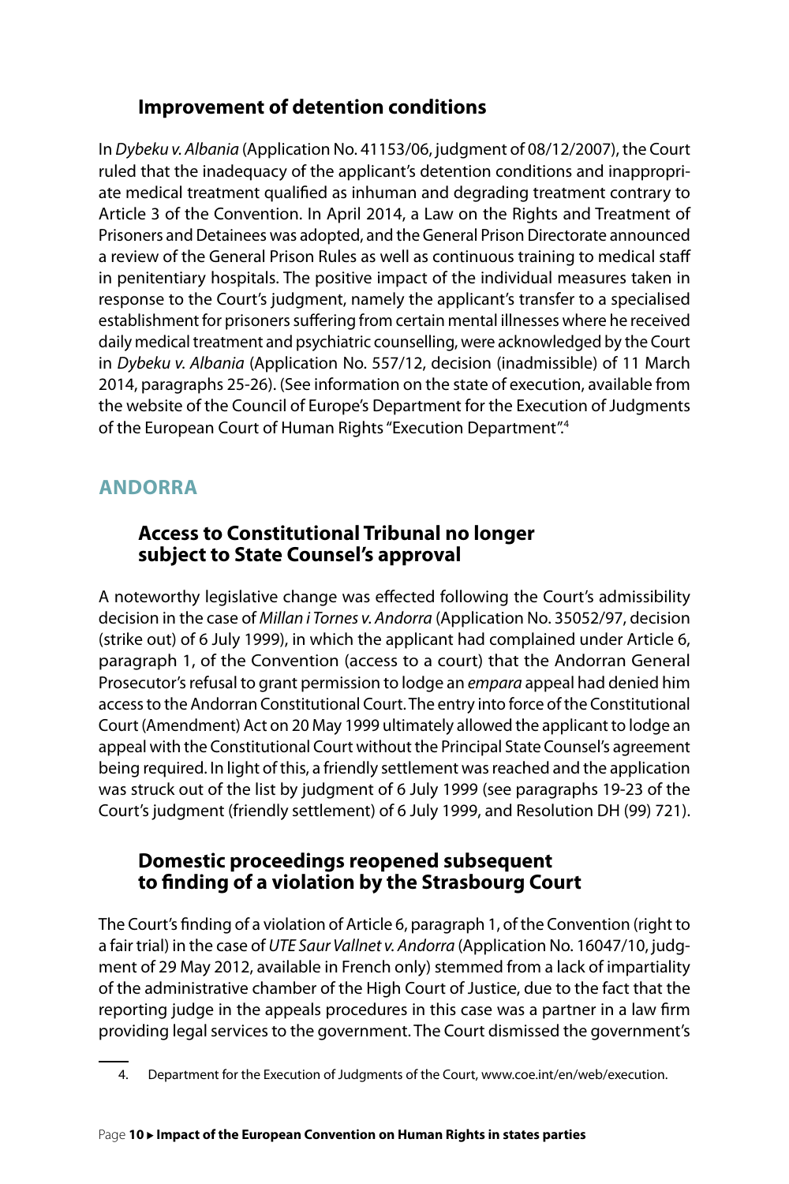### Improvement of detention conditions

In *Dybeku v. Albania* (Application No. 41153/06, judgment of 08/12/2007), the Court ruled that the inadequacy of the applicant's detention conditions and inappropriate medical treatment qualified as inhuman and degrading treatment contrary to Article 3 of the Convention. In April 2014, a Law on the Rights and Treatment of Prisoners and Detainees was adopted, and the General Prison Directorate announced a review of the General Prison Rules as well as continuous training to medical staff in penitentiary hospitals. The positive impact of the individual measures taken in response to the Court's judgment, namely the applicant's transfer to a specialised establishment for prisoners suffering from certain mental illnesses where he received daily medical treatment and psychiatric counselling, were acknowledged by the Court in *Dybeku v. Albania* (Application No. 557/12, decision (inadmissible) of 11 March 2014, paragraphs 25-26). (See information on the state of execution, available from the website of the Council of Europe's Department for the Execution of Judgments of the European Court of Human Rights "Execution Department".[4]

## ANDORRA

### Access to Constitutional Tribunal no longer subject to State Counsel's approval

A noteworthy legislative change was effected following the Court's admissibility decision in the case of *Millan i Tornes v. Andorra* (Application No. 35052/97, decision (strike out) of 6 July 1999), in which the applicant had complained under Article 6, paragraph 1, of the Convention (access to a court) that the Andorran General Prosecutor's refusal to grant permission to lodge an *empara* appeal had denied him access to the Andorran Constitutional Court. The entry into force of the Constitutional Court (Amendment) Act on 20 May 1999 ultimately allowed the applicant to lodge an appeal with the Constitutional Court without the Principal State Counsel's agreement being required. In light of this, a friendly settlement was reached and the application was struck out of the list by judgment of 6 July 1999 (see paragraphs 19-23 of the Court's judgment (friendly settlement) of 6 July 1999, and Resolution DH (99) 721).

### Domestic proceedings reopened subsequent to finding of a violation by the Strasbourg Court

The Court's finding of a violation of Article 6, paragraph 1, of the Convention (right to a fair trial) in the case of *UTE Saur Vallnet v. Andorra* (Application No. 16047/10, judgment of 29 May 2012, available in French only) stemmed from a lack of impartiality of the administrative chamber of the High Court of Justice, due to the fact that the reporting judge in the appeals procedures in this case was a partner in a law firm providing legal services to the government. The Court dismissed the government's

4. Department for the Execution of Judgments of the Court, www.coe.int/en/web/execution.